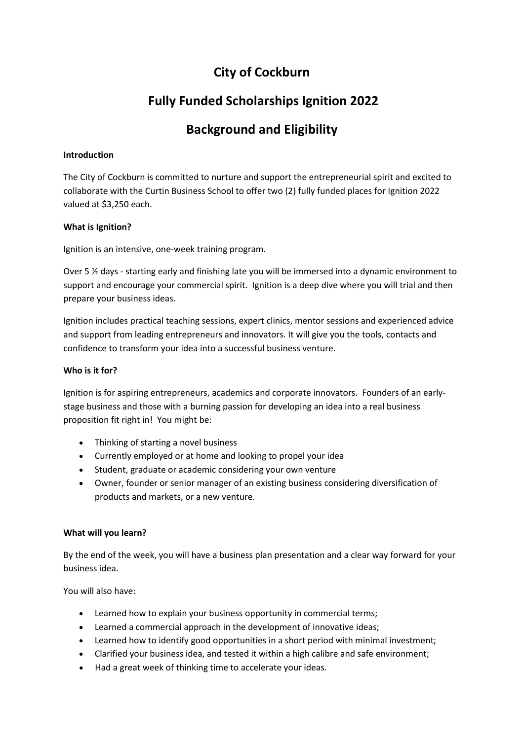# City of Cockburn

# Fully Funded Scholarships Ignition 2022

# Background and Eligibility

**Introduction**

The City of Cockburn is committed to nurture and support the entrepreneurial spirit and excited to collaborate with the Curtin Business School to offer two (2) fully funded places for Ignition 2022 valued at $3,250 each.

**What is Ignition?**

Ignition is an intensive, one-week training program.

Over 5 ½ days - starting early and finishing late you will be immersed into a dynamic environment to support and encourage your commercial spirit. Ignition is a deep dive where you will trial and then prepare your business ideas.

Ignition includes practical teaching sessions, expert clinics, mentor sessions and experienced advice and support from leading entrepreneurs and innovators. It will give you the tools, contacts and confidence to transform your idea into a successful business venture.

**Who is it for?**

Ignition is for aspiring entrepreneurs, academics and corporate innovators. Founders of an early-stage business and those with a burning passion for developing an idea into a real business proposition fit right in! You might be:

- Thinking of starting a novel business
- Currently employed or at home and looking to propel your idea
- Student, graduate or academic considering your own venture
- Owner, founder or senior manager of an existing business considering diversification of products and markets, or a new venture.

**What will you learn?**

By the end of the week, you will have a business plan presentation and a clear way forward for your business idea.

You will also have:

- Learned how to explain your business opportunity in commercial terms;
- Learned a commercial approach in the development of innovative ideas;
- Learned how to identify good opportunities in a short period with minimal investment;
- Clarified your business idea, and tested it within a high calibre and safe environment;
- Had a great week of thinking time to accelerate your ideas.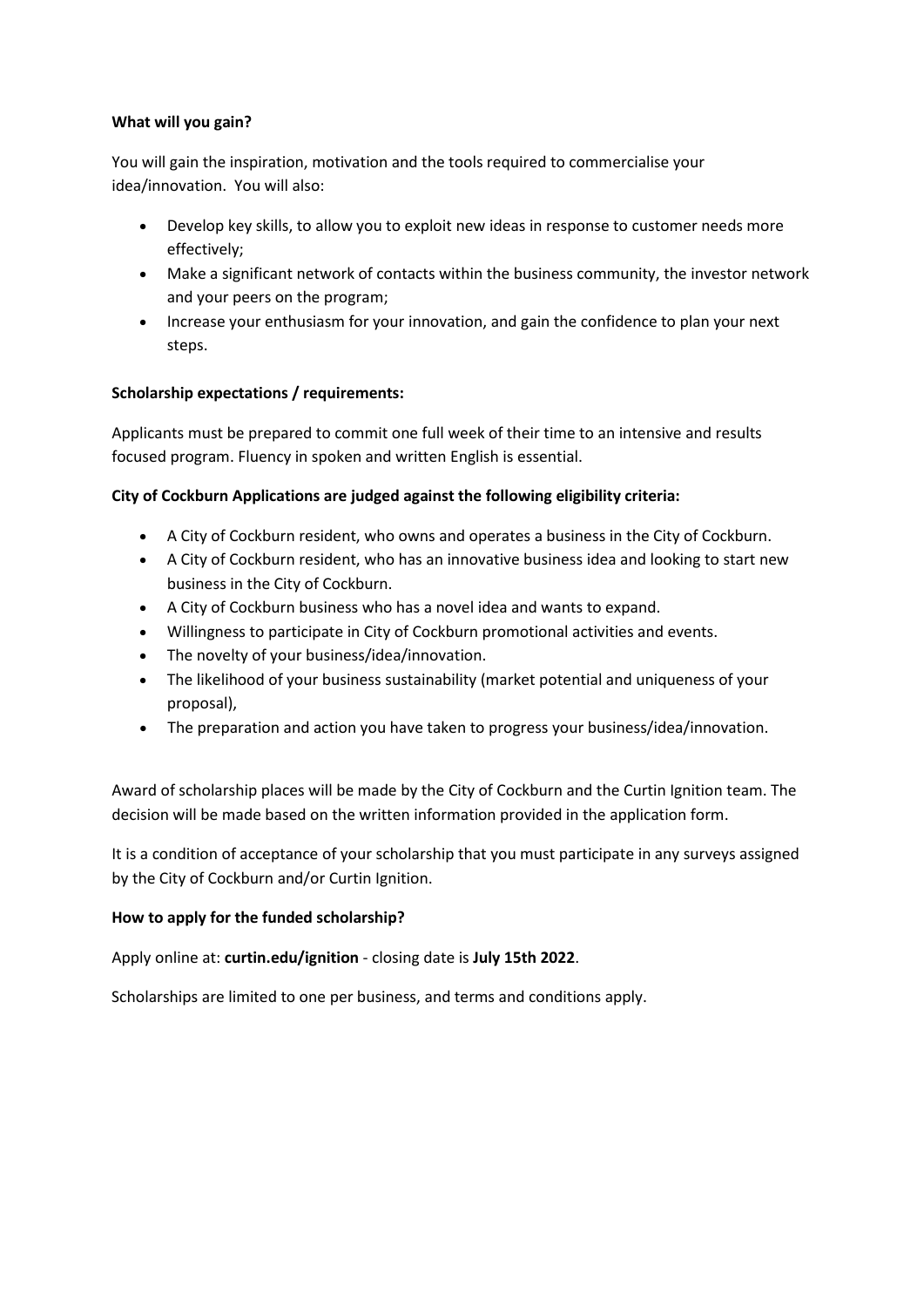**What will you gain?**

You will gain the inspiration, motivation and the tools required to commercialise your idea/innovation. You will also:

- Develop key skills, to allow you to exploit new ideas in response to customer needs more effectively;
- Make a significant network of contacts within the business community, the investor network and your peers on the program;
- Increase your enthusiasm for your innovation, and gain the confidence to plan your next steps.

**Scholarship expectations / requirements:**

Applicants must be prepared to commit one full week of their time to an intensive and results focused program. Fluency in spoken and written English is essential.

**City of Cockburn Applications are judged against the following eligibility criteria:**

- A City of Cockburn resident, who owns and operates a business in the City of Cockburn.
- A City of Cockburn resident, who has an innovative business idea and looking to start new business in the City of Cockburn.
- A City of Cockburn business who has a novel idea and wants to expand.
- Willingness to participate in City of Cockburn promotional activities and events.
- The novelty of your business/idea/innovation.
- The likelihood of your business sustainability (market potential and uniqueness of your proposal),
- The preparation and action you have taken to progress your business/idea/innovation.

Award of scholarship places will be made by the City of Cockburn and the Curtin Ignition team. The decision will be made based on the written information provided in the application form.

It is a condition of acceptance of your scholarship that you must participate in any surveys assigned by the City of Cockburn and/or Curtin Ignition.

**How to apply for the funded scholarship?**

Apply online at: **curtin.edu/ignition** - closing date is **July 15th 2022**.

Scholarships are limited to one per business, and terms and conditions apply.